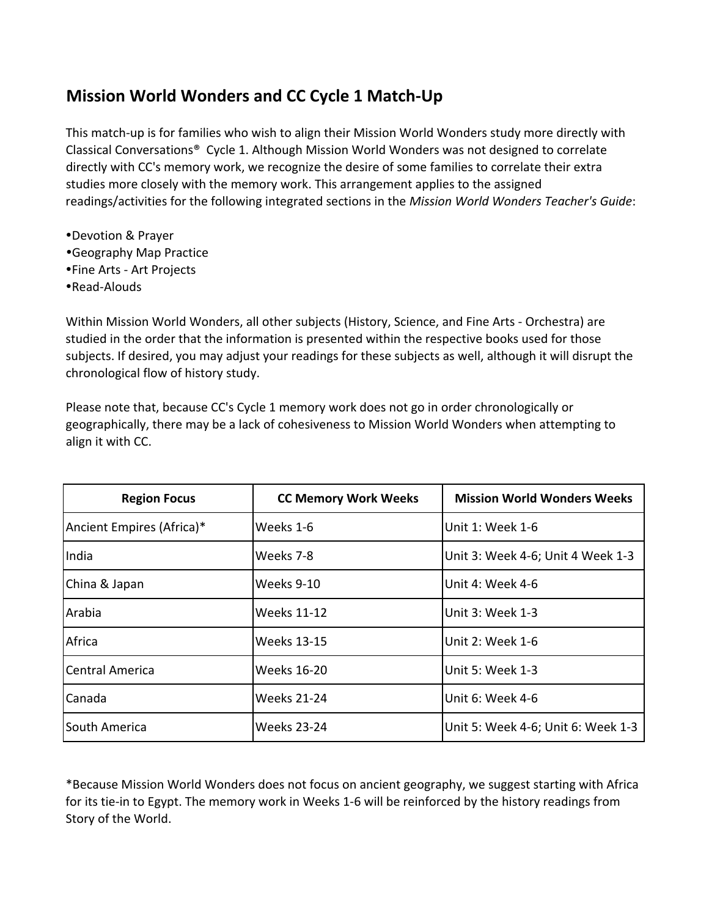## Mission World Wonders and CC Cycle 1 Match-Up

This match-up is for families who wish to align their Mission World Wonders study more directly with Classical Conversations® Cycle 1. Although Mission World Wonders was not designed to correlate directly with CC's memory work, we recognize the desire of some families to correlate their extra studies more closely with the memory work. This arrangement applies to the assigned readings/activities for the following integrated sections in the *Mission World Wonders Teacher's Guide*:

- Devotion & Prayer
- Geography Map Practice
- Fine Arts - Art Projects
- Read-Alouds

Within Mission World Wonders, all other subjects (History, Science, and Fine Arts - Orchestra) are studied in the order that the information is presented within the respective books used for those subjects. If desired, you may adjust your readings for these subjects as well, although it will disrupt the chronological flow of history study.

Please note that, because CC's Cycle 1 memory work does not go in order chronologically or geographically, there may be a lack of cohesiveness to Mission World Wonders when attempting to align it with CC.

| Region Focus | CC Memory Work Weeks | Mission World Wonders Weeks |
|---|---|---|
| Ancient Empires (Africa)* | Weeks 1-6 | Unit 1: Week 1-6 |
| India | Weeks 7-8 | Unit 3: Week 4-6; Unit 4 Week 1-3 |
| China & Japan | Weeks 9-10 | Unit 4: Week 4-6 |
| Arabia | Weeks 11-12 | Unit 3: Week 1-3 |
| Africa | Weeks 13-15 | Unit 2: Week 1-6 |
| Central America | Weeks 16-20 | Unit 5: Week 1-3 |
| Canada | Weeks 21-24 | Unit 6: Week 4-6 |
| South America | Weeks 23-24 | Unit 5: Week 4-6; Unit 6: Week 1-3 |

*Because Mission World Wonders does not focus on ancient geography, we suggest starting with Africa for its tie-in to Egypt. The memory work in Weeks 1-6 will be reinforced by the history readings from Story of the World.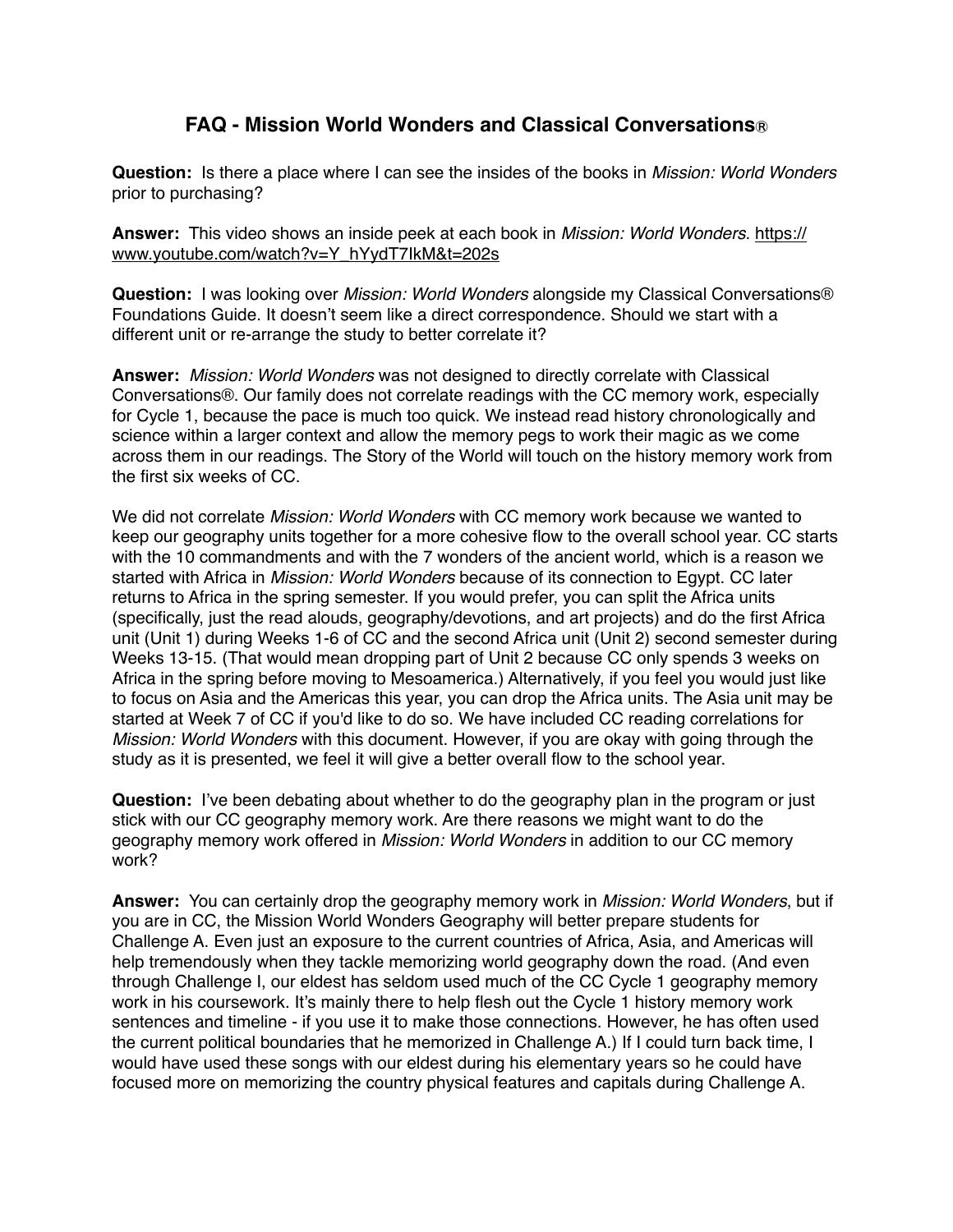# FAQ - Mission World Wonders and Classical Conversations®

**Question:** Is there a place where I can see the insides of the books in *Mission: World Wonders* prior to purchasing?

**Answer:** This video shows an inside peek at each book in *Mission: World Wonders*. https://www.youtube.com/watch?v=Y_hYydT7IkM&t=202s

**Question:** I was looking over *Mission: World Wonders* alongside my Classical Conversations® Foundations Guide. It doesn't seem like a direct correspondence. Should we start with a different unit or re-arrange the study to better correlate it?

**Answer:** *Mission: World Wonders* was not designed to directly correlate with Classical Conversations®. Our family does not correlate readings with the CC memory work, especially for Cycle 1, because the pace is much too quick. We instead read history chronologically and science within a larger context and allow the memory pegs to work their magic as we come across them in our readings. The Story of the World will touch on the history memory work from the first six weeks of CC.

We did not correlate *Mission: World Wonders* with CC memory work because we wanted to keep our geography units together for a more cohesive flow to the overall school year. CC starts with the 10 commandments and with the 7 wonders of the ancient world, which is a reason we started with Africa in *Mission: World Wonders* because of its connection to Egypt. CC later returns to Africa in the spring semester. If you would prefer, you can split the Africa units (specifically, just the read alouds, geography/devotions, and art projects) and do the first Africa unit (Unit 1) during Weeks 1-6 of CC and the second Africa unit (Unit 2) second semester during Weeks 13-15. (That would mean dropping part of Unit 2 because CC only spends 3 weeks on Africa in the spring before moving to Mesoamerica.) Alternatively, if you feel you would just like to focus on Asia and the Americas this year, you can drop the Africa units. The Asia unit may be started at Week 7 of CC if you'd like to do so. We have included CC reading correlations for *Mission: World Wonders* with this document. However, if you are okay with going through the study as it is presented, we feel it will give a better overall flow to the school year.

**Question:** I've been debating about whether to do the geography plan in the program or just stick with our CC geography memory work. Are there reasons we might want to do the geography memory work offered in *Mission: World Wonders* in addition to our CC memory work?

**Answer:** You can certainly drop the geography memory work in *Mission: World Wonders*, but if you are in CC, the Mission World Wonders Geography will better prepare students for Challenge A. Even just an exposure to the current countries of Africa, Asia, and Americas will help tremendously when they tackle memorizing world geography down the road. (And even through Challenge I, our eldest has seldom used much of the CC Cycle 1 geography memory work in his coursework. It's mainly there to help flesh out the Cycle 1 history memory work sentences and timeline - if you use it to make those connections. However, he has often used the current political boundaries that he memorized in Challenge A.) If I could turn back time, I would have used these songs with our eldest during his elementary years so he could have focused more on memorizing the country physical features and capitals during Challenge A.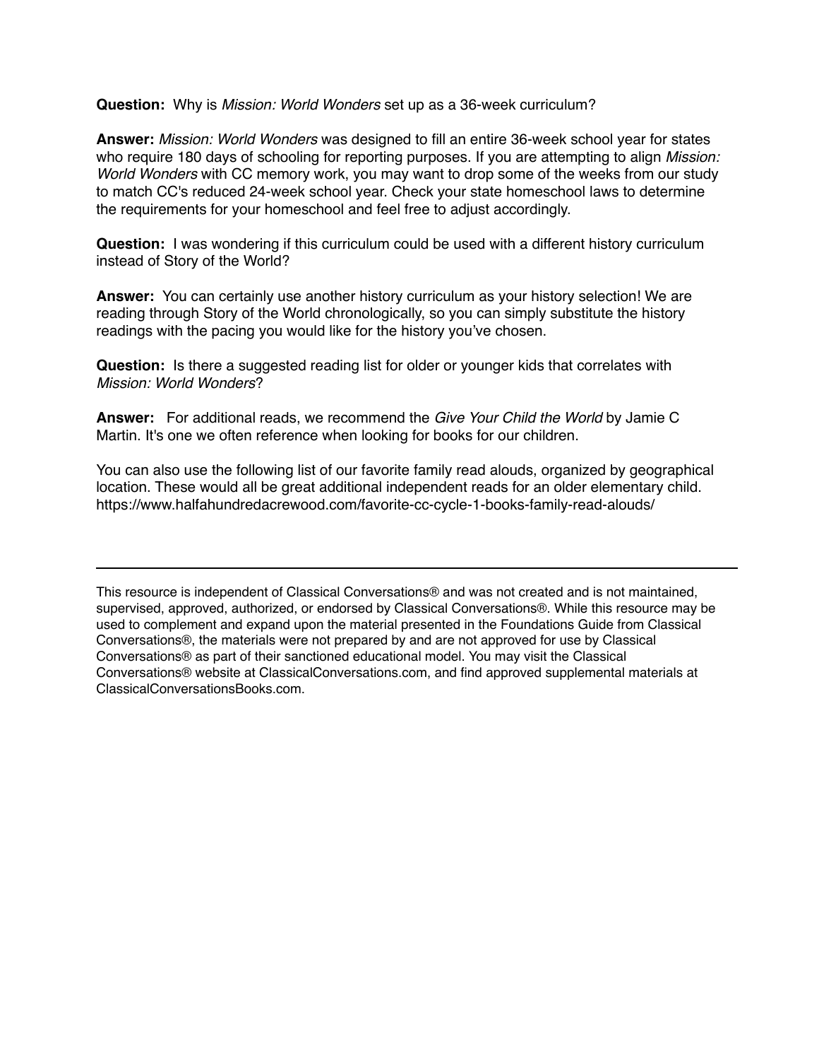**Question:** Why is *Mission: World Wonders* set up as a 36-week curriculum?

**Answer:** *Mission: World Wonders* was designed to fill an entire 36-week school year for states who require 180 days of schooling for reporting purposes. If you are attempting to align *Mission: World Wonders* with CC memory work, you may want to drop some of the weeks from our study to match CC's reduced 24-week school year. Check your state homeschool laws to determine the requirements for your homeschool and feel free to adjust accordingly.

**Question:** I was wondering if this curriculum could be used with a different history curriculum instead of Story of the World?

**Answer:** You can certainly use another history curriculum as your history selection! We are reading through Story of the World chronologically, so you can simply substitute the history readings with the pacing you would like for the history you've chosen.

**Question:** Is there a suggested reading list for older or younger kids that correlates with *Mission: World Wonders*?

**Answer:** For additional reads, we recommend the *Give Your Child the World* by Jamie C Martin. It's one we often reference when looking for books for our children.

You can also use the following list of our favorite family read alouds, organized by geographical location. These would all be great additional independent reads for an older elementary child. https://www.halfahundredacrewood.com/favorite-cc-cycle-1-books-family-read-alouds/

---

This resource is independent of Classical Conversations® and was not created and is not maintained, supervised, approved, authorized, or endorsed by Classical Conversations®. While this resource may be used to complement and expand upon the material presented in the Foundations Guide from Classical Conversations®, the materials were not prepared by and are not approved for use by Classical Conversations® as part of their sanctioned educational model. You may visit the Classical Conversations® website at ClassicalConversations.com, and find approved supplemental materials at ClassicalConversationsBooks.com.